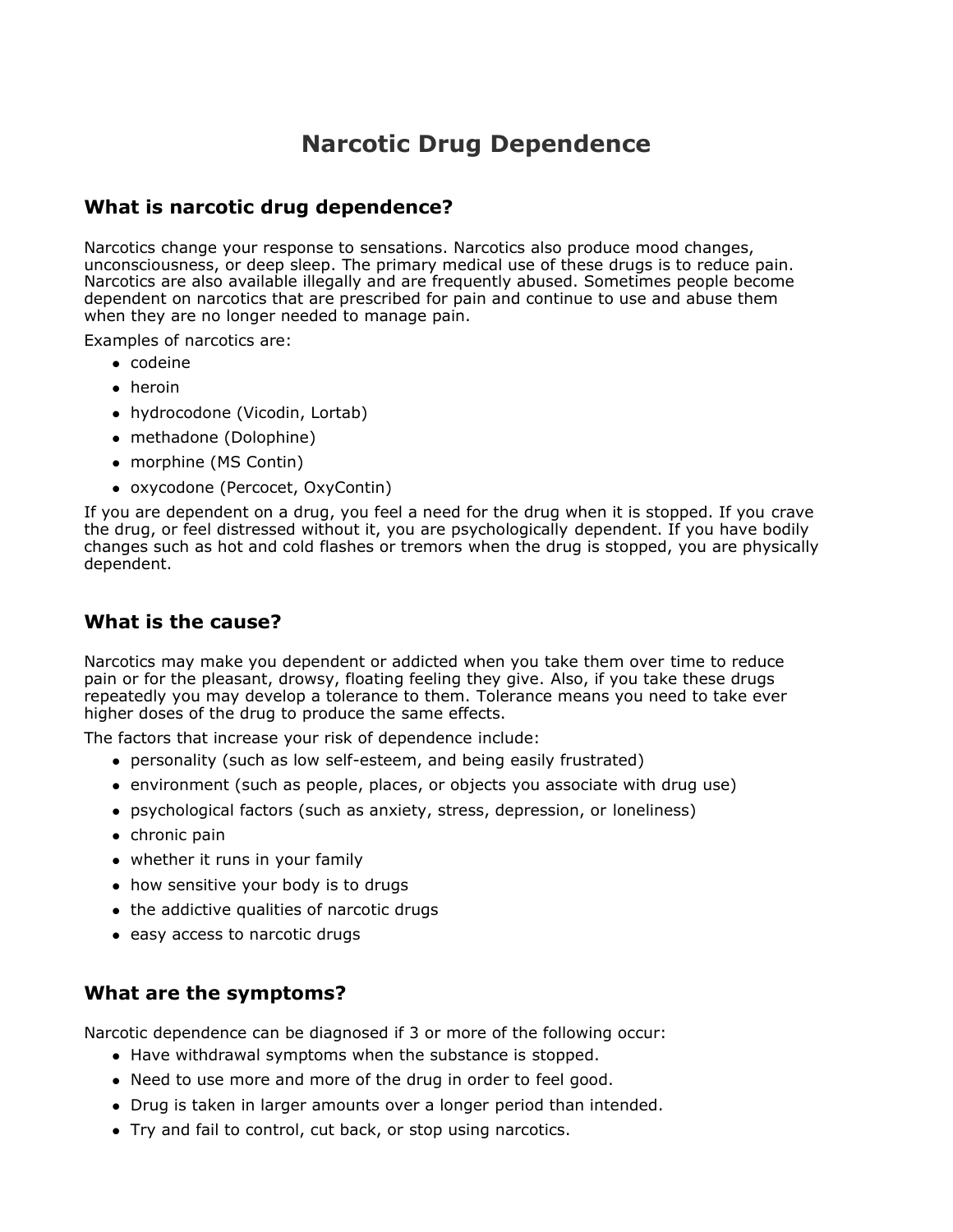# Narcotic Drug Dependence

## What is narcotic drug dependence?

Narcotics change your response to sensations. Narcotics also produce mood changes, unconsciousness, or deep sleep. The primary medical use of these drugs is to reduce pain. Narcotics are also available illegally and are frequently abused. Sometimes people become dependent on narcotics that are prescribed for pain and continue to use and abuse them when they are no longer needed to manage pain.

Examples of narcotics are:

- codeine
- heroin
- hydrocodone (Vicodin, Lortab)
- methadone (Dolophine)
- morphine (MS Contin)
- oxycodone (Percocet, OxyContin)

If you are dependent on a drug, you feel a need for the drug when it is stopped. If you crave the drug, or feel distressed without it, you are psychologically dependent. If you have bodily changes such as hot and cold flashes or tremors when the drug is stopped, you are physically dependent.

## What is the cause?

Narcotics may make you dependent or addicted when you take them over time to reduce pain or for the pleasant, drowsy, floating feeling they give. Also, if you take these drugs repeatedly you may develop a tolerance to them. Tolerance means you need to take ever higher doses of the drug to produce the same effects.

The factors that increase your risk of dependence include:

- personality (such as low self-esteem, and being easily frustrated)
- environment (such as people, places, or objects you associate with drug use)
- psychological factors (such as anxiety, stress, depression, or loneliness)
- chronic pain
- whether it runs in your family
- how sensitive your body is to drugs
- the addictive qualities of narcotic drugs
- easy access to narcotic drugs

## What are the symptoms?

Narcotic dependence can be diagnosed if 3 or more of the following occur:

- Have withdrawal symptoms when the substance is stopped.
- Need to use more and more of the drug in order to feel good.
- Drug is taken in larger amounts over a longer period than intended.
- Try and fail to control, cut back, or stop using narcotics.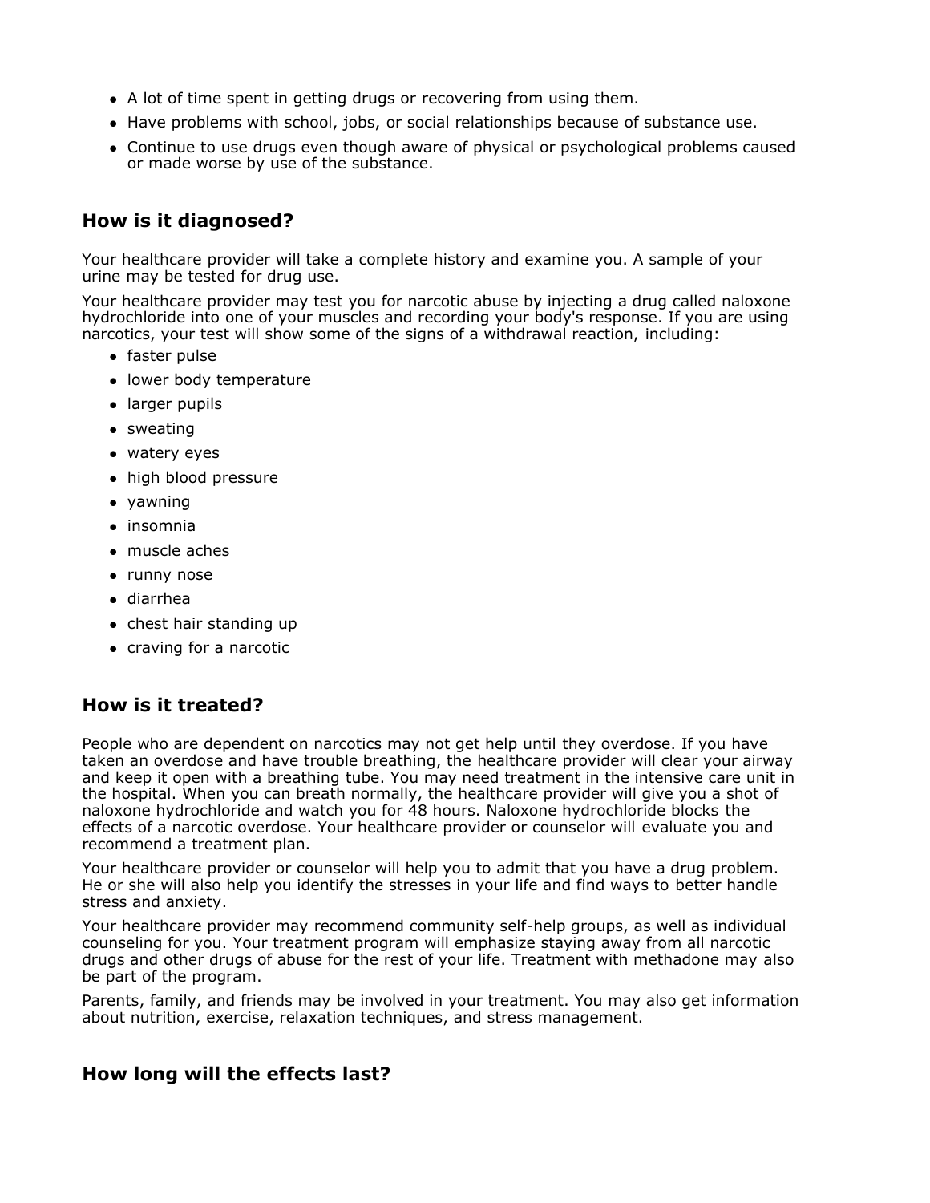- A lot of time spent in getting drugs or recovering from using them.
- Have problems with school, jobs, or social relationships because of substance use.
- Continue to use drugs even though aware of physical or psychological problems caused or made worse by use of the substance.

## How is it diagnosed?

Your healthcare provider will take a complete history and examine you. A sample of your urine may be tested for drug use.

Your healthcare provider may test you for narcotic abuse by injecting a drug called naloxone hydrochloride into one of your muscles and recording your body's response. If you are using narcotics, your test will show some of the signs of a withdrawal reaction, including:

- faster pulse
- lower body temperature
- larger pupils
- sweating
- watery eyes
- high blood pressure
- yawning
- insomnia
- muscle aches
- runny nose
- diarrhea
- chest hair standing up
- craving for a narcotic

## How is it treated?

People who are dependent on narcotics may not get help until they overdose. If you have taken an overdose and have trouble breathing, the healthcare provider will clear your airway and keep it open with a breathing tube. You may need treatment in the intensive care unit in the hospital. When you can breath normally, the healthcare provider will give you a shot of naloxone hydrochloride and watch you for 48 hours. Naloxone hydrochloride blocks the effects of a narcotic overdose. Your healthcare provider or counselor will evaluate you and recommend a treatment plan.

Your healthcare provider or counselor will help you to admit that you have a drug problem. He or she will also help you identify the stresses in your life and find ways to better handle stress and anxiety.

Your healthcare provider may recommend community self-help groups, as well as individual counseling for you. Your treatment program will emphasize staying away from all narcotic drugs and other drugs of abuse for the rest of your life. Treatment with methadone may also be part of the program.

Parents, family, and friends may be involved in your treatment. You may also get information about nutrition, exercise, relaxation techniques, and stress management.

## How long will the effects last?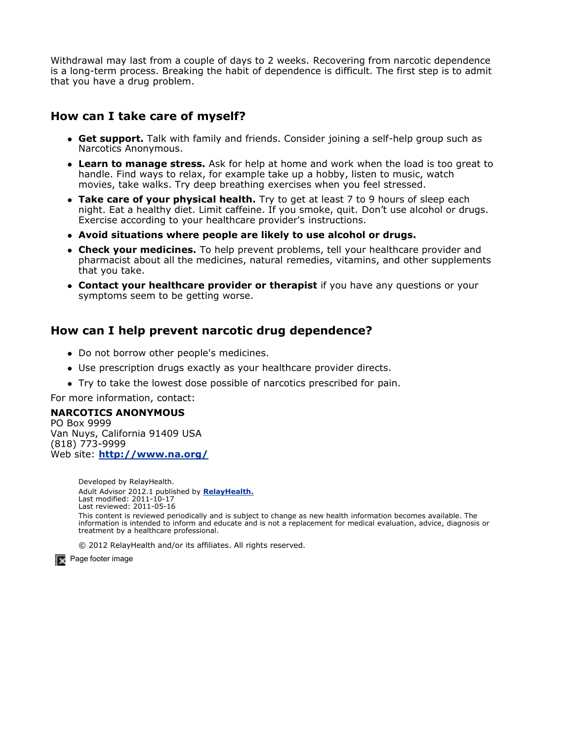Withdrawal may last from a couple of days to 2 weeks. Recovering from narcotic dependence is a long-term process. Breaking the habit of dependence is difficult. The first step is to admit that you have a drug problem.

## How can I take care of myself?

- **Get support.** Talk with family and friends. Consider joining a self-help group such as Narcotics Anonymous.
- **Learn to manage stress.** Ask for help at home and work when the load is too great to handle. Find ways to relax, for example take up a hobby, listen to music, watch movies, take walks. Try deep breathing exercises when you feel stressed.
- **Take care of your physical health.** Try to get at least 7 to 9 hours of sleep each night. Eat a healthy diet. Limit caffeine. If you smoke, quit. Don't use alcohol or drugs. Exercise according to your healthcare provider's instructions.
- **Avoid situations where people are likely to use alcohol or drugs.**
- **Check your medicines.** To help prevent problems, tell your healthcare provider and pharmacist about all the medicines, natural remedies, vitamins, and other supplements that you take.
- **Contact your healthcare provider or therapist** if you have any questions or your symptoms seem to be getting worse.

## How can I help prevent narcotic drug dependence?

- Do not borrow other people's medicines.
- Use prescription drugs exactly as your healthcare provider directs.
- Try to take the lowest dose possible of narcotics prescribed for pain.

For more information, contact:

**NARCOTICS ANONYMOUS**
PO Box 9999
Van Nuys, California 91409 USA
(818) 773-9999
Web site: **http://www.na.org/**

Developed by RelayHealth.
Adult Advisor 2012.1 published by **RelayHealth.**
Last modified: 2011-10-17
Last reviewed: 2011-05-16
This content is reviewed periodically and is subject to change as new health information becomes available. The information is intended to inform and educate and is not a replacement for medical evaluation, advice, diagnosis or treatment by a healthcare professional.

© 2012 RelayHealth and/or its affiliates. All rights reserved.